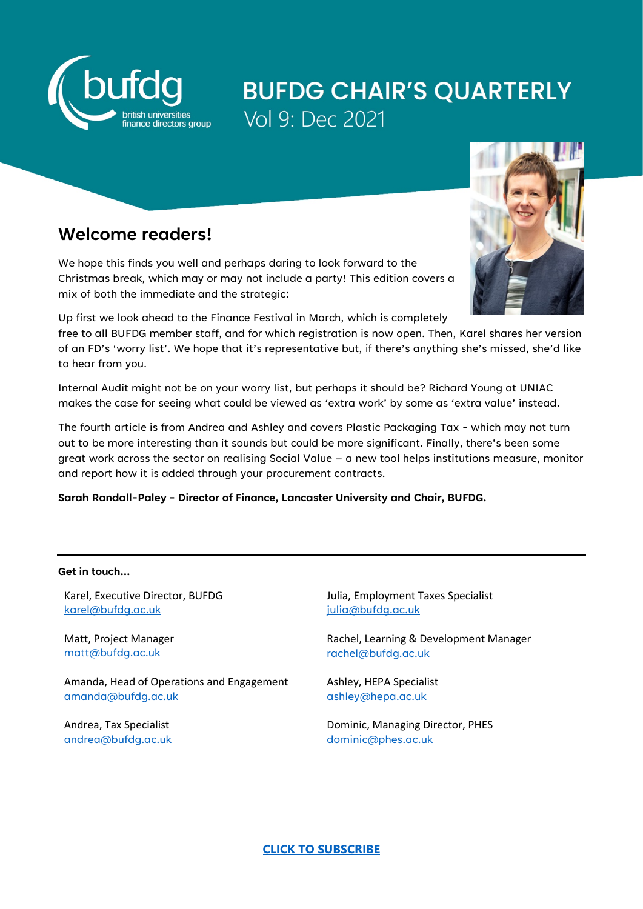# BUFDG CHAIR'S QUARTERLY

Vol 9: Dec 2021

## Welcome readers!

We hope this finds you well and perhaps daring to look forward to the Christmas break, which may or may not include a party! This edition covers a mix of both the immediate and the strategic:

Up first we look ahead to the Finance Festival in March, which is completely free to all BUFDG member staff, and for which registration is now open. Then, Karel shares her version of an FD's 'worry list'. We hope that it's representative but, if there's anything she's missed, she'd like to hear from you.

Internal Audit might not be on your worry list, but perhaps it should be? Richard Young at UNIAC makes the case for seeing what could be viewed as 'extra work' by some as 'extra value' instead.

The fourth article is from Andrea and Ashley and covers Plastic Packaging Tax - which may not turn out to be more interesting than it sounds but could be more significant. Finally, there's been some great work across the sector on realising Social Value – a new tool helps institutions measure, monitor and report how it is added through your procurement contracts.

**Sarah Randall-Paley - Director of Finance, Lancaster University and Chair, BUFDG.**

---

**Get in touch...**

Karel, Executive Director, BUFDG
karel@bufdg.ac.uk

Matt, Project Manager
matt@bufdg.ac.uk

Amanda, Head of Operations and Engagement
amanda@bufdg.ac.uk

Andrea, Tax Specialist
andrea@bufdg.ac.uk

Julia, Employment Taxes Specialist
julia@bufdg.ac.uk

Rachel, Learning & Development Manager
rachel@bufdg.ac.uk

Ashley, HEPA Specialist
ashley@hepa.ac.uk

Dominic, Managing Director, PHES
dominic@phes.ac.uk

**CLICK TO SUBSCRIBE**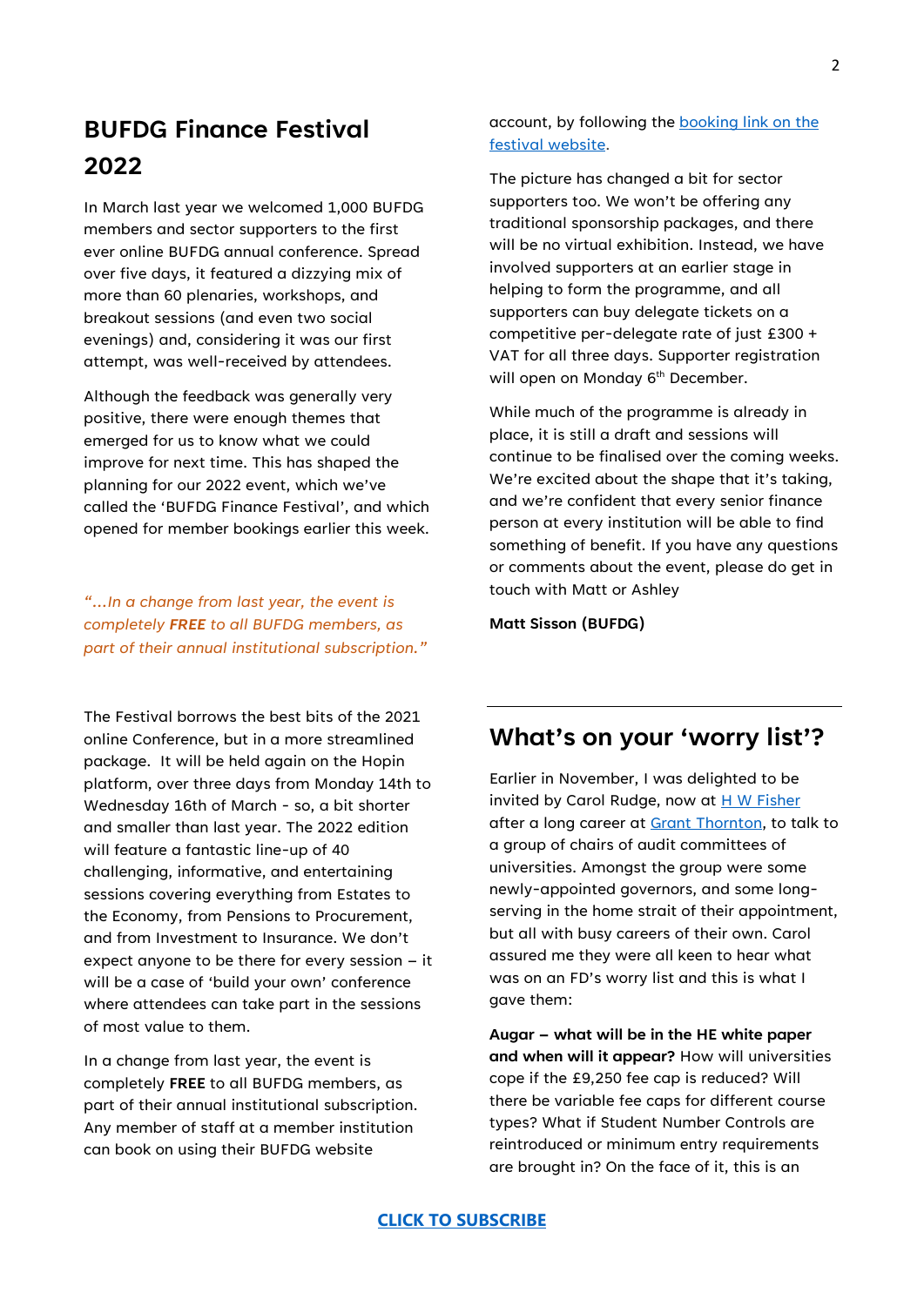## BUFDG Finance Festival 2022

In March last year we welcomed 1,000 BUFDG members and sector supporters to the first ever online BUFDG annual conference. Spread over five days, it featured a dizzying mix of more than 60 plenaries, workshops, and breakout sessions (and even two social evenings) and, considering it was our first attempt, was well-received by attendees.

Although the feedback was generally very positive, there were enough themes that emerged for us to know what we could improve for next time. This has shaped the planning for our 2022 event, which we've called the 'BUFDG Finance Festival', and which opened for member bookings earlier this week.

*"...In a change from last year, the event is completely **FREE** to all BUFDG members, as part of their annual institutional subscription."*

The Festival borrows the best bits of the 2021 online Conference, but in a more streamlined package. It will be held again on the Hopin platform, over three days from Monday 14th to Wednesday 16th of March - so, a bit shorter and smaller than last year. The 2022 edition will feature a fantastic line-up of 40 challenging, informative, and entertaining sessions covering everything from Estates to the Economy, from Pensions to Procurement, and from Investment to Insurance. We don't expect anyone to be there for every session – it will be a case of 'build your own' conference where attendees can take part in the sessions of most value to them.

In a change from last year, the event is completely **FREE** to all BUFDG members, as part of their annual institutional subscription. Any member of staff at a member institution can book on using their BUFDG website account, by following the booking link on the festival website.

The picture has changed a bit for sector supporters too. We won't be offering any traditional sponsorship packages, and there will be no virtual exhibition. Instead, we have involved supporters at an earlier stage in helping to form the programme, and all supporters can buy delegate tickets on a competitive per-delegate rate of just £300 + VAT for all three days. Supporter registration will open on Monday 6th December.

While much of the programme is already in place, it is still a draft and sessions will continue to be finalised over the coming weeks. We're excited about the shape that it's taking, and we're confident that every senior finance person at every institution will be able to find something of benefit. If you have any questions or comments about the event, please do get in touch with Matt or Ashley

**Matt Sisson (BUFDG)**

## What's on your 'worry list'?

Earlier in November, I was delighted to be invited by Carol Rudge, now at H W Fisher after a long career at Grant Thornton, to talk to a group of chairs of audit committees of universities. Amongst the group were some newly-appointed governors, and some long-serving in the home strait of their appointment, but all with busy careers of their own. Carol assured me they were all keen to hear what was on an FD's worry list and this is what I gave them:

**Augar – what will be in the HE white paper and when will it appear?** How will universities cope if the £9,250 fee cap is reduced? Will there be variable fee caps for different course types? What if Student Number Controls are reintroduced or minimum entry requirements are brought in? On the face of it, this is an

CLICK TO SUBSCRIBE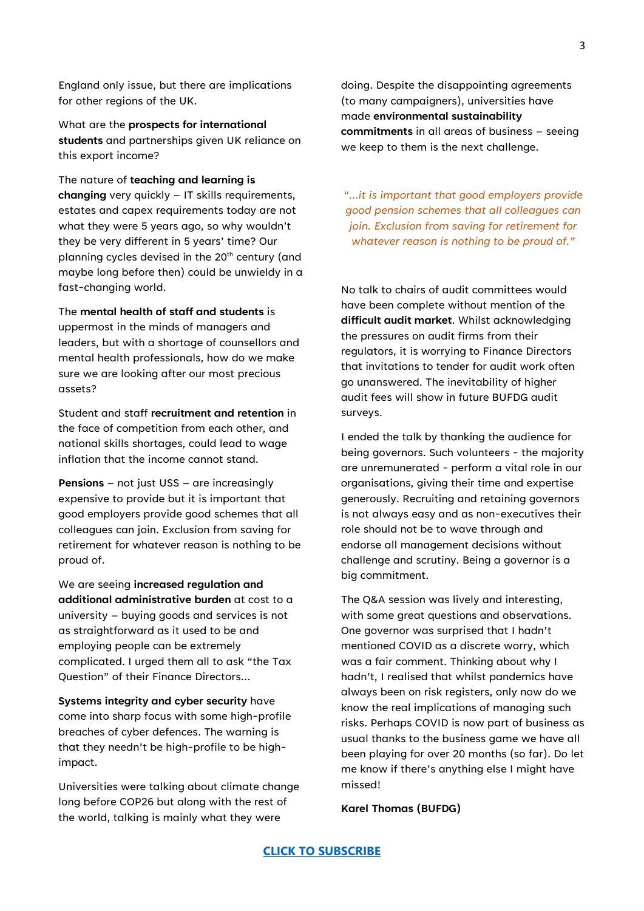England only issue, but there are implications for other regions of the UK.

What are the **prospects for international students** and partnerships given UK reliance on this export income?

The nature of **teaching and learning is changing** very quickly – IT skills requirements, estates and capex requirements today are not what they were 5 years ago, so why wouldn't they be very different in 5 years' time? Our planning cycles devised in the 20th century (and maybe long before then) could be unwieldy in a fast-changing world.

The **mental health of staff and students** is uppermost in the minds of managers and leaders, but with a shortage of counsellors and mental health professionals, how do we make sure we are looking after our most precious assets?

Student and staff **recruitment and retention** in the face of competition from each other, and national skills shortages, could lead to wage inflation that the income cannot stand.

**Pensions** – not just USS – are increasingly expensive to provide but it is important that good employers provide good schemes that all colleagues can join. Exclusion from saving for retirement for whatever reason is nothing to be proud of.

We are seeing **increased regulation and additional administrative burden** at cost to a university – buying goods and services is not as straightforward as it used to be and employing people can be extremely complicated. I urged them all to ask "the Tax Question" of their Finance Directors...

**Systems integrity and cyber security** have come into sharp focus with some high-profile breaches of cyber defences. The warning is that they needn't be high-profile to be high-impact.

Universities were talking about climate change long before COP26 but along with the rest of the world, talking is mainly what they were doing. Despite the disappointing agreements (to many campaigners), universities have made **environmental sustainability commitments** in all areas of business – seeing we keep to them is the next challenge.

*"...it is important that good employers provide good pension schemes that all colleagues can join. Exclusion from saving for retirement for whatever reason is nothing to be proud of."*

No talk to chairs of audit committees would have been complete without mention of the **difficult audit market**. Whilst acknowledging the pressures on audit firms from their regulators, it is worrying to Finance Directors that invitations to tender for audit work often go unanswered. The inevitability of higher audit fees will show in future BUFDG audit surveys.

I ended the talk by thanking the audience for being governors. Such volunteers - the majority are unremunerated - perform a vital role in our organisations, giving their time and expertise generously. Recruiting and retaining governors is not always easy and as non-executives their role should not be to wave through and endorse all management decisions without challenge and scrutiny. Being a governor is a big commitment.

The Q&A session was lively and interesting, with some great questions and observations. One governor was surprised that I hadn't mentioned COVID as a discrete worry, which was a fair comment. Thinking about why I hadn't, I realised that whilst pandemics have always been on risk registers, only now do we know the real implications of managing such risks. Perhaps COVID is now part of business as usual thanks to the business game we have all been playing for over 20 months (so far). Do let me know if there's anything else I might have missed!

**Karel Thomas (BUFDG)**

**CLICK TO SUBSCRIBE**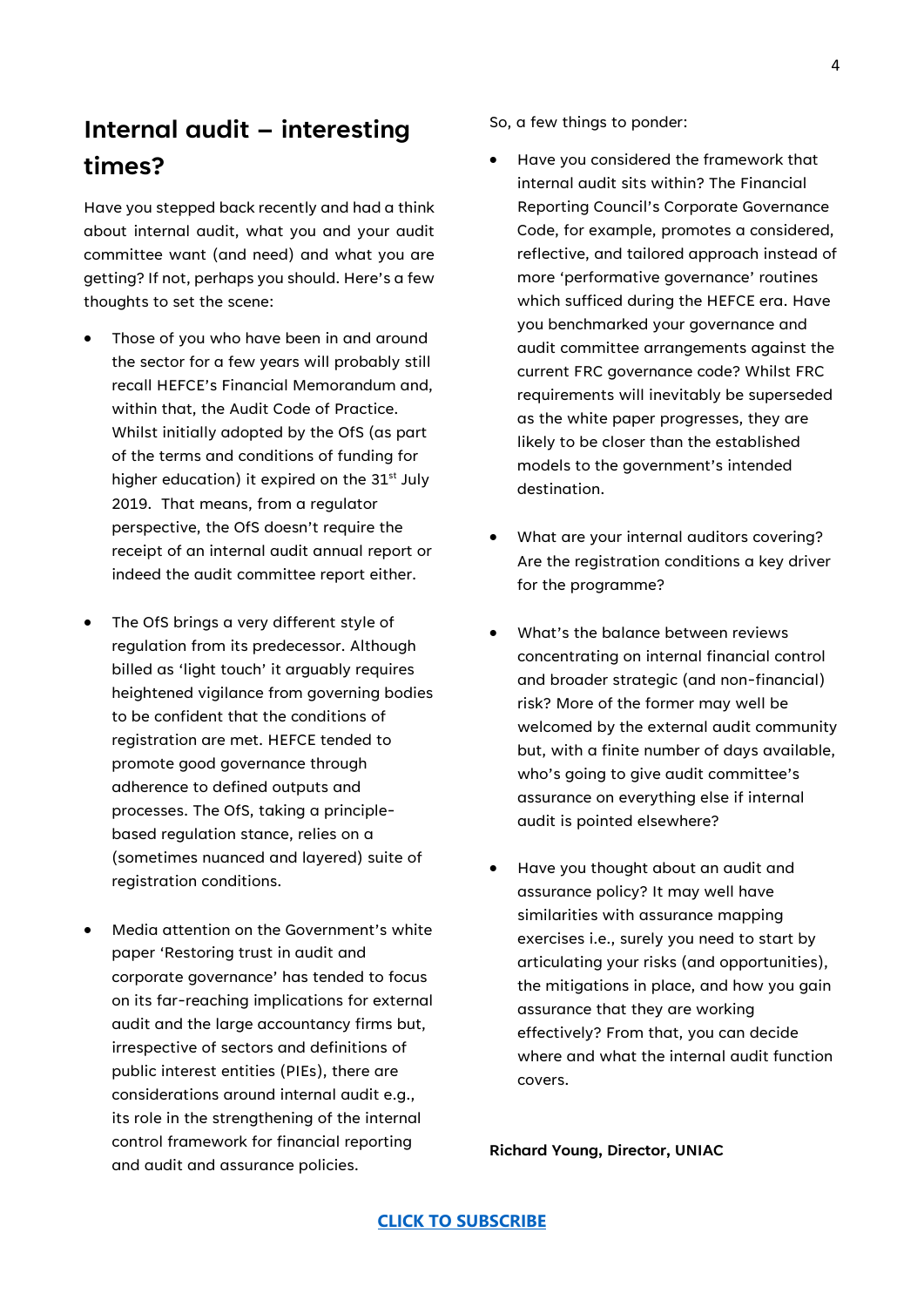## Internal audit – interesting times?

Have you stepped back recently and had a think about internal audit, what you and your audit committee want (and need) and what you are getting? If not, perhaps you should. Here's a few thoughts to set the scene:

- Those of you who have been in and around the sector for a few years will probably still recall HEFCE's Financial Memorandum and, within that, the Audit Code of Practice. Whilst initially adopted by the OfS (as part of the terms and conditions of funding for higher education) it expired on the 31st July 2019. That means, from a regulator perspective, the OfS doesn't require the receipt of an internal audit annual report or indeed the audit committee report either.

- The OfS brings a very different style of regulation from its predecessor. Although billed as 'light touch' it arguably requires heightened vigilance from governing bodies to be confident that the conditions of registration are met. HEFCE tended to promote good governance through adherence to defined outputs and processes. The OfS, taking a principle-based regulation stance, relies on a (sometimes nuanced and layered) suite of registration conditions.

- Media attention on the Government's white paper 'Restoring trust in audit and corporate governance' has tended to focus on its far-reaching implications for external audit and the large accountancy firms but, irrespective of sectors and definitions of public interest entities (PIEs), there are considerations around internal audit e.g., its role in the strengthening of the internal control framework for financial reporting and audit and assurance policies.

So, a few things to ponder:

- Have you considered the framework that internal audit sits within? The Financial Reporting Council's Corporate Governance Code, for example, promotes a considered, reflective, and tailored approach instead of more 'performative governance' routines which sufficed during the HEFCE era. Have you benchmarked your governance and audit committee arrangements against the current FRC governance code? Whilst FRC requirements will inevitably be superseded as the white paper progresses, they are likely to be closer than the established models to the government's intended destination.

- What are your internal auditors covering? Are the registration conditions a key driver for the programme?

- What's the balance between reviews concentrating on internal financial control and broader strategic (and non-financial) risk? More of the former may well be welcomed by the external audit community but, with a finite number of days available, who's going to give audit committee's assurance on everything else if internal audit is pointed elsewhere?

- Have you thought about an audit and assurance policy? It may well have similarities with assurance mapping exercises i.e., surely you need to start by articulating your risks (and opportunities), the mitigations in place, and how you gain assurance that they are working effectively? From that, you can decide where and what the internal audit function covers.

**Richard Young, Director, UNIAC**

**CLICK TO SUBSCRIBE**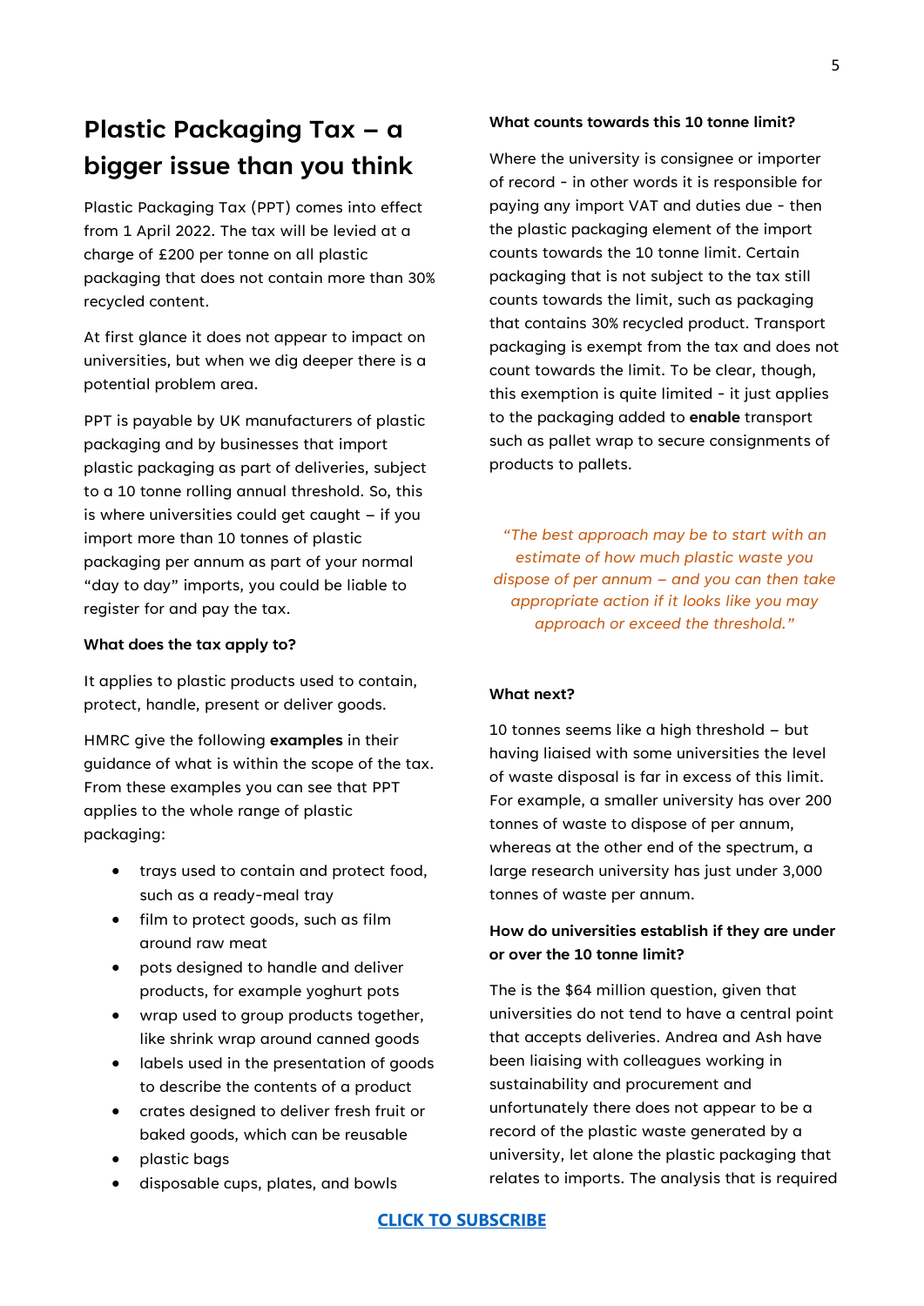# Plastic Packaging Tax – a bigger issue than you think

Plastic Packaging Tax (PPT) comes into effect from 1 April 2022. The tax will be levied at a charge of £200 per tonne on all plastic packaging that does not contain more than 30% recycled content.

At first glance it does not appear to impact on universities, but when we dig deeper there is a potential problem area.

PPT is payable by UK manufacturers of plastic packaging and by businesses that import plastic packaging as part of deliveries, subject to a 10 tonne rolling annual threshold. So, this is where universities could get caught – if you import more than 10 tonnes of plastic packaging per annum as part of your normal "day to day" imports, you could be liable to register for and pay the tax.

**What does the tax apply to?**

It applies to plastic products used to contain, protect, handle, present or deliver goods.

HMRC give the following **examples** in their guidance of what is within the scope of the tax. From these examples you can see that PPT applies to the whole range of plastic packaging:

- trays used to contain and protect food, such as a ready-meal tray
- film to protect goods, such as film around raw meat
- pots designed to handle and deliver products, for example yoghurt pots
- wrap used to group products together, like shrink wrap around canned goods
- labels used in the presentation of goods to describe the contents of a product
- crates designed to deliver fresh fruit or baked goods, which can be reusable
- plastic bags
- disposable cups, plates, and bowls

**What counts towards this 10 tonne limit?**

Where the university is consignee or importer of record - in other words it is responsible for paying any import VAT and duties due - then the plastic packaging element of the import counts towards the 10 tonne limit. Certain packaging that is not subject to the tax still counts towards the limit, such as packaging that contains 30% recycled product. Transport packaging is exempt from the tax and does not count towards the limit. To be clear, though, this exemption is quite limited - it just applies to the packaging added to **enable** transport such as pallet wrap to secure consignments of products to pallets.

*"The best approach may be to start with an estimate of how much plastic waste you dispose of per annum – and you can then take appropriate action if it looks like you may approach or exceed the threshold."*

**What next?**

10 tonnes seems like a high threshold – but having liaised with some universities the level of waste disposal is far in excess of this limit. For example, a smaller university has over 200 tonnes of waste to dispose of per annum, whereas at the other end of the spectrum, a large research university has just under 3,000 tonnes of waste per annum.

**How do universities establish if they are under or over the 10 tonne limit?**

The is the $64 million question, given that universities do not tend to have a central point that accepts deliveries. Andrea and Ash have been liaising with colleagues working in sustainability and procurement and unfortunately there does not appear to be a record of the plastic waste generated by a university, let alone the plastic packaging that relates to imports. The analysis that is required

CLICK TO SUBSCRIBE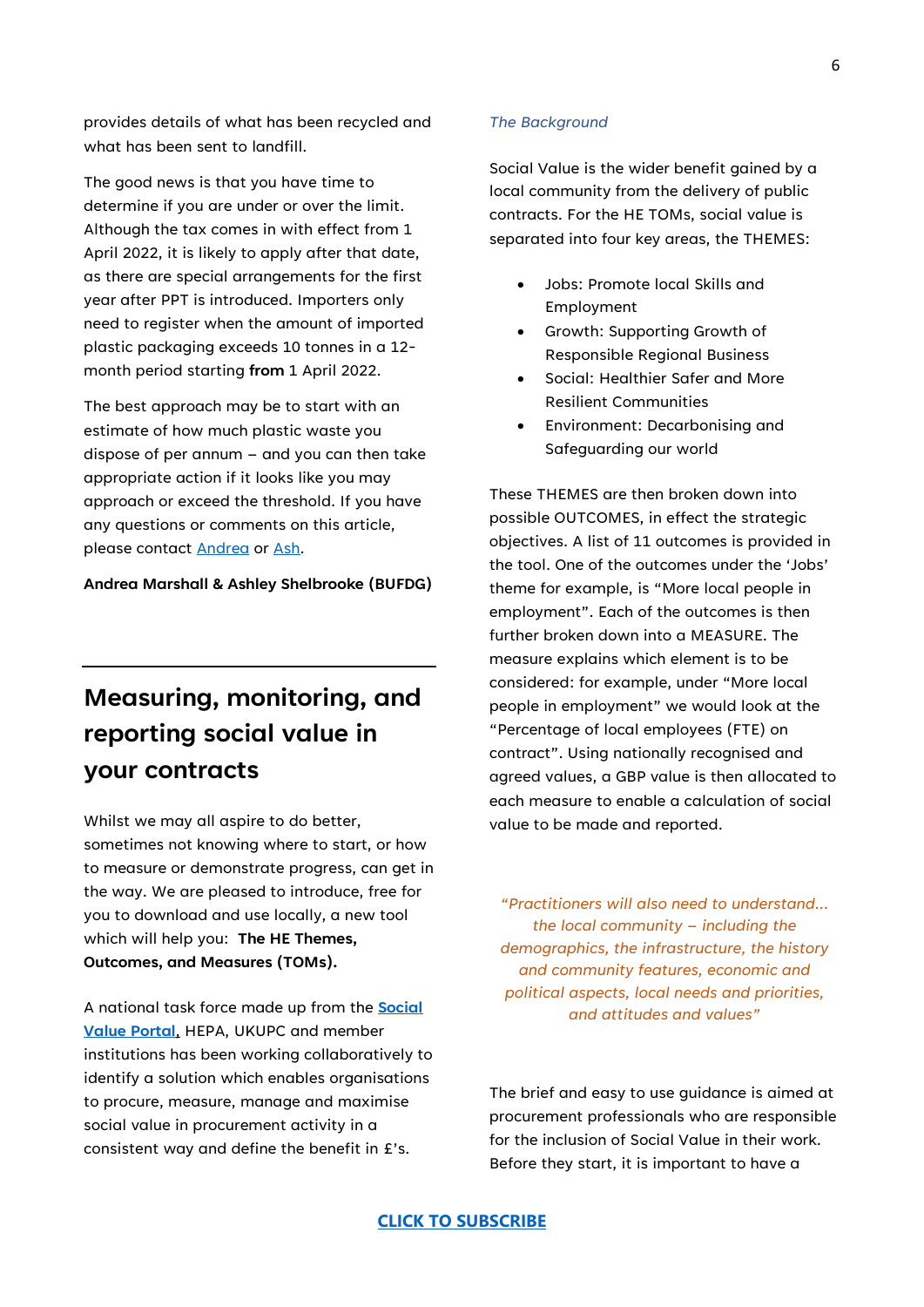provides details of what has been recycled and what has been sent to landfill.

The good news is that you have time to determine if you are under or over the limit. Although the tax comes in with effect from 1 April 2022, it is likely to apply after that date, as there are special arrangements for the first year after PPT is introduced. Importers only need to register when the amount of imported plastic packaging exceeds 10 tonnes in a 12-month period starting **from** 1 April 2022.

The best approach may be to start with an estimate of how much plastic waste you dispose of per annum – and you can then take appropriate action if it looks like you may approach or exceed the threshold. If you have any questions or comments on this article, please contact Andrea or Ash.

**Andrea Marshall & Ashley Shelbrooke (BUFDG)**

## Measuring, monitoring, and reporting social value in your contracts

Whilst we may all aspire to do better, sometimes not knowing where to start, or how to measure or demonstrate progress, can get in the way. We are pleased to introduce, free for you to download and use locally, a new tool which will help you: **The HE Themes, Outcomes, and Measures (TOMs).**

A national task force made up from the **Social Value Portal**, HEPA, UKUPC and member institutions has been working collaboratively to identify a solution which enables organisations to procure, measure, manage and maximise social value in procurement activity in a consistent way and define the benefit in £'s.

*The Background*

Social Value is the wider benefit gained by a local community from the delivery of public contracts. For the HE TOMs, social value is separated into four key areas, the THEMES:

- Jobs: Promote local Skills and Employment
- Growth: Supporting Growth of Responsible Regional Business
- Social: Healthier Safer and More Resilient Communities
- Environment: Decarbonising and Safeguarding our world

These THEMES are then broken down into possible OUTCOMES, in effect the strategic objectives. A list of 11 outcomes is provided in the tool. One of the outcomes under the 'Jobs' theme for example, is "More local people in employment". Each of the outcomes is then further broken down into a MEASURE. The measure explains which element is to be considered: for example, under "More local people in employment" we would look at the "Percentage of local employees (FTE) on contract". Using nationally recognised and agreed values, a GBP value is then allocated to each measure to enable a calculation of social value to be made and reported.

*"Practitioners will also need to understand… the local community – including the demographics, the infrastructure, the history and community features, economic and political aspects, local needs and priorities, and attitudes and values"*

The brief and easy to use guidance is aimed at procurement professionals who are responsible for the inclusion of Social Value in their work. Before they start, it is important to have a

**CLICK TO SUBSCRIBE**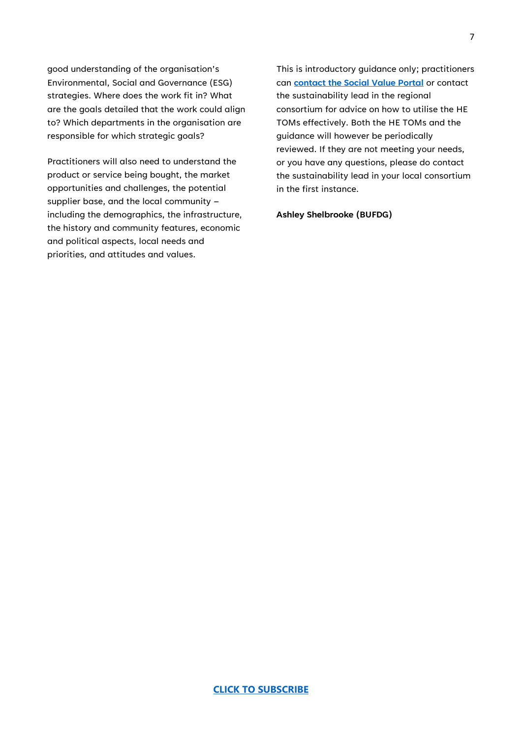good understanding of the organisation's Environmental, Social and Governance (ESG) strategies. Where does the work fit in? What are the goals detailed that the work could align to? Which departments in the organisation are responsible for which strategic goals?

Practitioners will also need to understand the product or service being bought, the market opportunities and challenges, the potential supplier base, and the local community – including the demographics, the infrastructure, the history and community features, economic and political aspects, local needs and priorities, and attitudes and values.

This is introductory guidance only; practitioners can **contact the Social Value Portal** or contact the sustainability lead in the regional consortium for advice on how to utilise the HE TOMs effectively. Both the HE TOMs and the guidance will however be periodically reviewed. If they are not meeting your needs, or you have any questions, please do contact the sustainability lead in your local consortium in the first instance.

**Ashley Shelbrooke (BUFDG)**

**CLICK TO SUBSCRIBE**